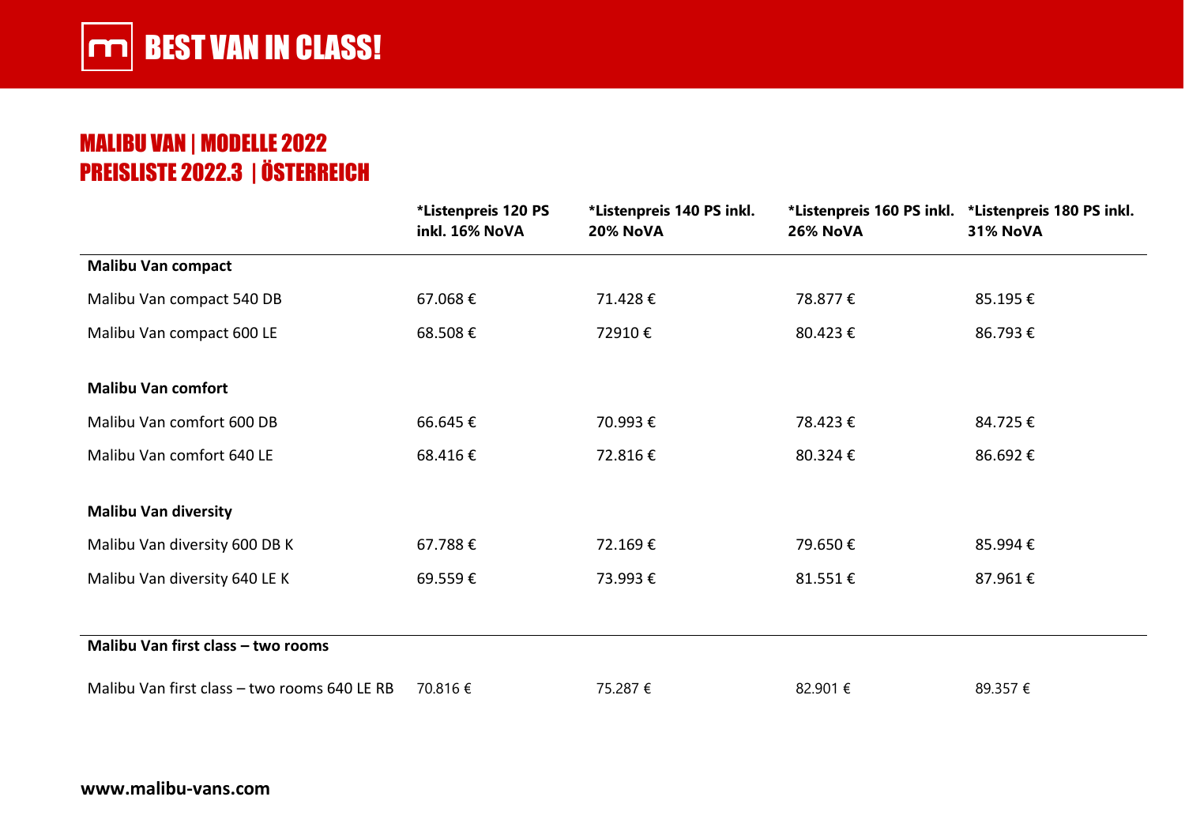# BEST VAN IN CLASS!

## MALIBU VAN | MODELLE 2022
## PREISLISTE 2022.3 | ÖSTERREICH

| | *Listenpreis 120 PS inkl. 16% NoVA | *Listenpreis 140 PS inkl. 20% NoVA | *Listenpreis 160 PS inkl. 26% NoVA | *Listenpreis 180 PS inkl. 31% NoVA |
|---|---|---|---|---|
| **Malibu Van compact** | | | | |
| Malibu Van compact 540 DB | 67.068 € | 71.428 € | 78.877 € | 85.195 € |
| Malibu Van compact 600 LE | 68.508 € | 72910 € | 80.423 € | 86.793 € |
| **Malibu Van comfort** | | | | |
| Malibu Van comfort 600 DB | 66.645 € | 70.993 € | 78.423 € | 84.725 € |
| Malibu Van comfort 640 LE | 68.416 € | 72.816 € | 80.324 € | 86.692 € |
| **Malibu Van diversity** | | | | |
| Malibu Van diversity 600 DB K | 67.788 € | 72.169 € | 79.650 € | 85.994 € |
| Malibu Van diversity 640 LE K | 69.559 € | 73.993 € | 81.551 € | 87.961 € |
| **Malibu Van first class – two rooms** | | | | |
| Malibu Van first class – two rooms 640 LE RB | 70.816 € | 75.287 € | 82.901 € | 89.357 € |

**www.malibu-vans.com**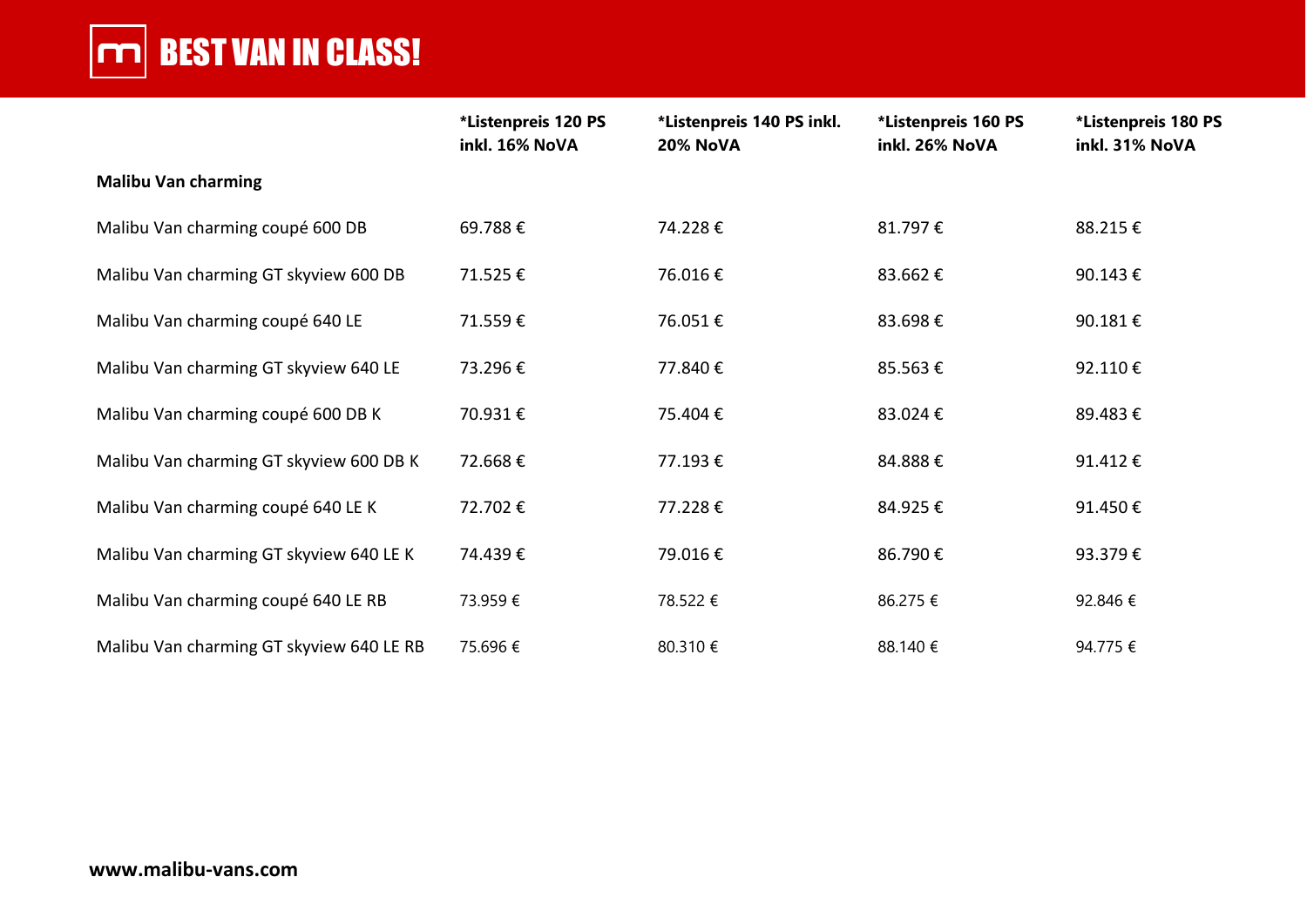# BEST VAN IN CLASS!

| Malibu Van charming | *Listenpreis 120 PS inkl. 16% NoVA | *Listenpreis 140 PS inkl. 20% NoVA | *Listenpreis 160 PS inkl. 26% NoVA | *Listenpreis 180 PS inkl. 31% NoVA |
|---|---|---|---|---|
| Malibu Van charming coupé 600 DB | 69.788 € | 74.228 € | 81.797 € | 88.215 € |
| Malibu Van charming GT skyview 600 DB | 71.525 € | 76.016 € | 83.662 € | 90.143 € |
| Malibu Van charming coupé 640 LE | 71.559 € | 76.051 € | 83.698 € | 90.181 € |
| Malibu Van charming GT skyview 640 LE | 73.296 € | 77.840 € | 85.563 € | 92.110 € |
| Malibu Van charming coupé 600 DB K | 70.931 € | 75.404 € | 83.024 € | 89.483 € |
| Malibu Van charming GT skyview 600 DB K | 72.668 € | 77.193 € | 84.888 € | 91.412 € |
| Malibu Van charming coupé 640 LE K | 72.702 € | 77.228 € | 84.925 € | 91.450 € |
| Malibu Van charming GT skyview 640 LE K | 74.439 € | 79.016 € | 86.790 € | 93.379 € |
| Malibu Van charming coupé 640 LE RB | 73.959 € | 78.522 € | 86.275 € | 92.846 € |
| Malibu Van charming GT skyview 640 LE RB | 75.696 € | 80.310 € | 88.140 € | 94.775 € |

**www.malibu-vans.com**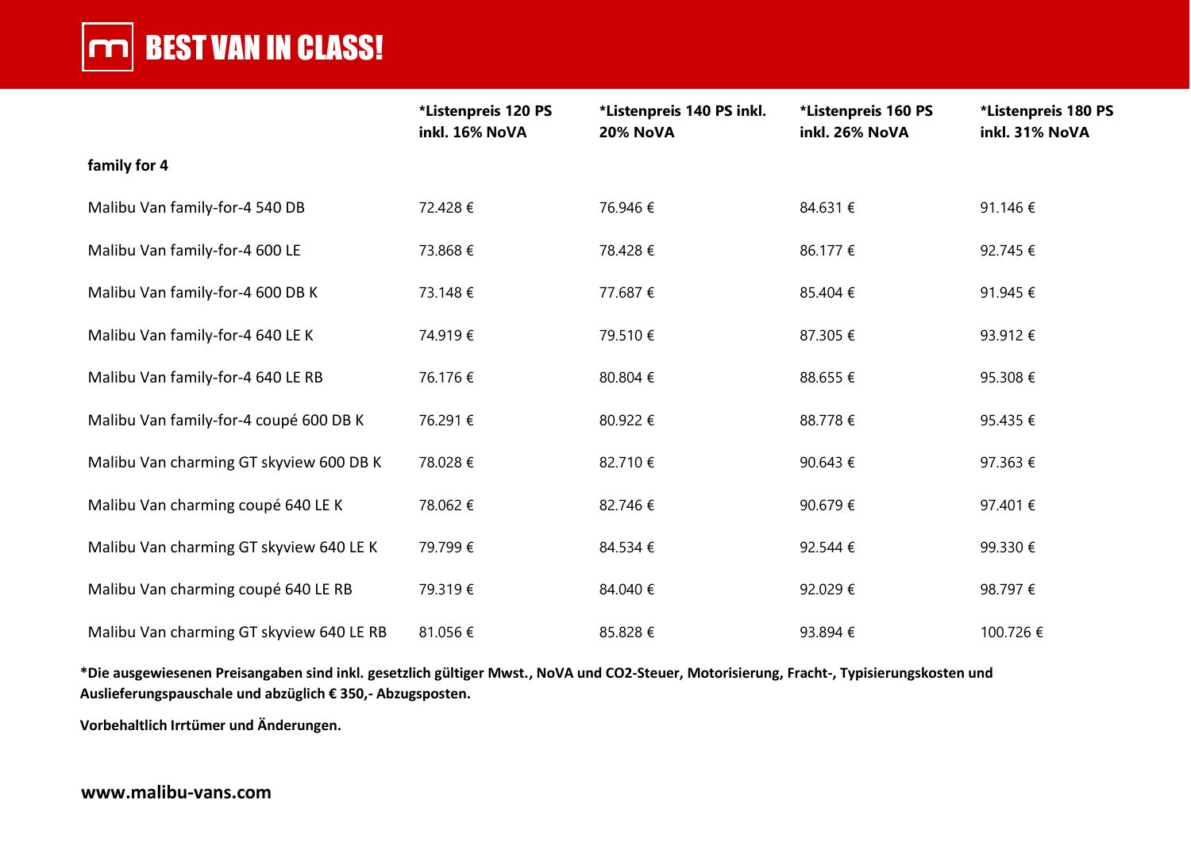# BEST VAN IN CLASS!

| family for 4 | *Listenpreis 120 PS inkl. 16% NoVA | *Listenpreis 140 PS inkl. 20% NoVA | *Listenpreis 160 PS inkl. 26% NoVA | *Listenpreis 180 PS inkl. 31% NoVA |
|---|---|---|---|---|
| Malibu Van family-for-4 540 DB | 72.428 € | 76.946 € | 84.631 € | 91.146 € |
| Malibu Van family-for-4 600 LE | 73.868 € | 78.428 € | 86.177 € | 92.745 € |
| Malibu Van family-for-4 600 DB K | 73.148 € | 77.687 € | 85.404 € | 91.945 € |
| Malibu Van family-for-4 640 LE K | 74.919 € | 79.510 € | 87.305 € | 93.912 € |
| Malibu Van family-for-4 640 LE RB | 76.176 € | 80.804 € | 88.655 € | 95.308 € |
| Malibu Van family-for-4 coupé 600 DB K | 76.291 € | 80.922 € | 88.778 € | 95.435 € |
| Malibu Van charming GT skyview 600 DB K | 78.028 € | 82.710 € | 90.643 € | 97.363 € |
| Malibu Van charming coupé 640 LE K | 78.062 € | 82.746 € | 90.679 € | 97.401 € |
| Malibu Van charming GT skyview 640 LE K | 79.799 € | 84.534 € | 92.544 € | 99.330 € |
| Malibu Van charming coupé 640 LE RB | 79.319 € | 84.040 € | 92.029 € | 98.797 € |
| Malibu Van charming GT skyview 640 LE RB | 81.056 € | 85.828 € | 93.894 € | 100.726 € |

**\*Die ausgewiesenen Preisangaben sind inkl. gesetzlich gültiger Mwst., NoVA und CO2-Steuer, Motorisierung, Fracht-, Typisierungskosten und Auslieferungspauschale und abzüglich € 350,- Abzugsposten.**

**Vorbehaltlich Irrtümer und Änderungen.**

**www.malibu-vans.com**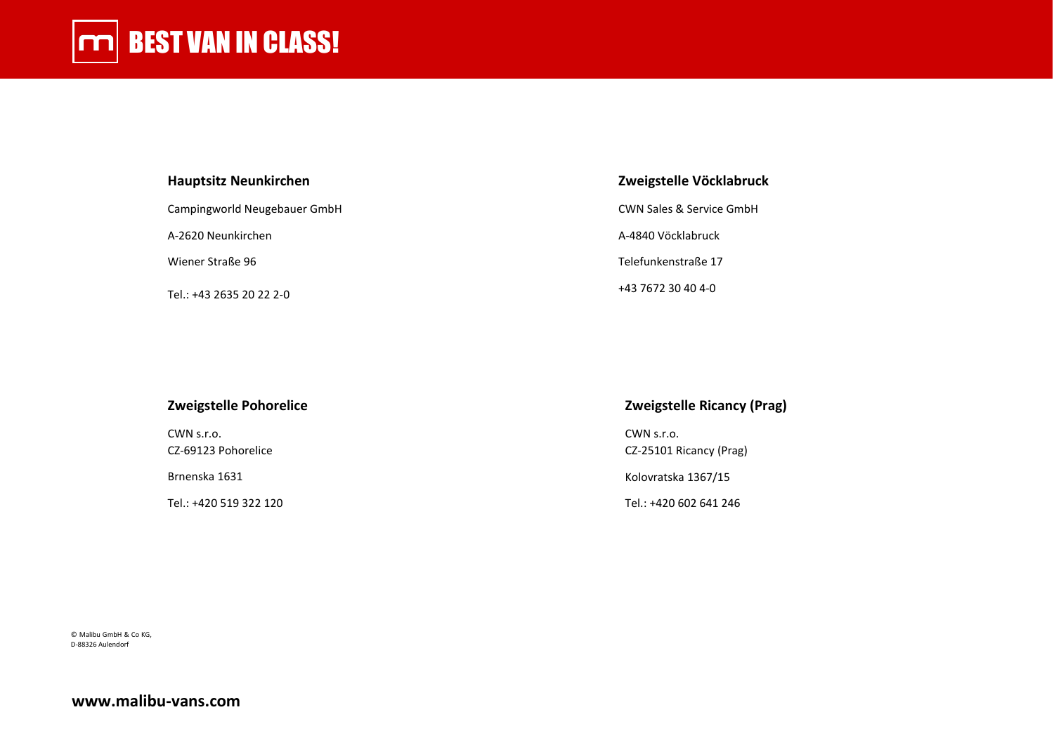# BEST VAN IN CLASS!

### Hauptsitz Neunkirchen

Campingworld Neugebauer GmbH

A-2620 Neunkirchen

Wiener Straße 96

Tel.: +43 2635 20 22 2-0

### Zweigstelle Vöcklabruck

CWN Sales & Service GmbH

A-4840 Vöcklabruck

Telefunkenstraße 17

+43 7672 30 40 4-0

### Zweigstelle Pohorelice

CWN s.r.o.
CZ-69123 Pohorelice

Brnenska 1631

Tel.: +420 519 322 120

### Zweigstelle Ricancy (Prag)

CWN s.r.o.
CZ-25101 Ricancy (Prag)

Kolovratska 1367/15

Tel.: +420 602 641 246

© Malibu GmbH & Co KG,
D-88326 Aulendorf

**www.malibu-vans.com**